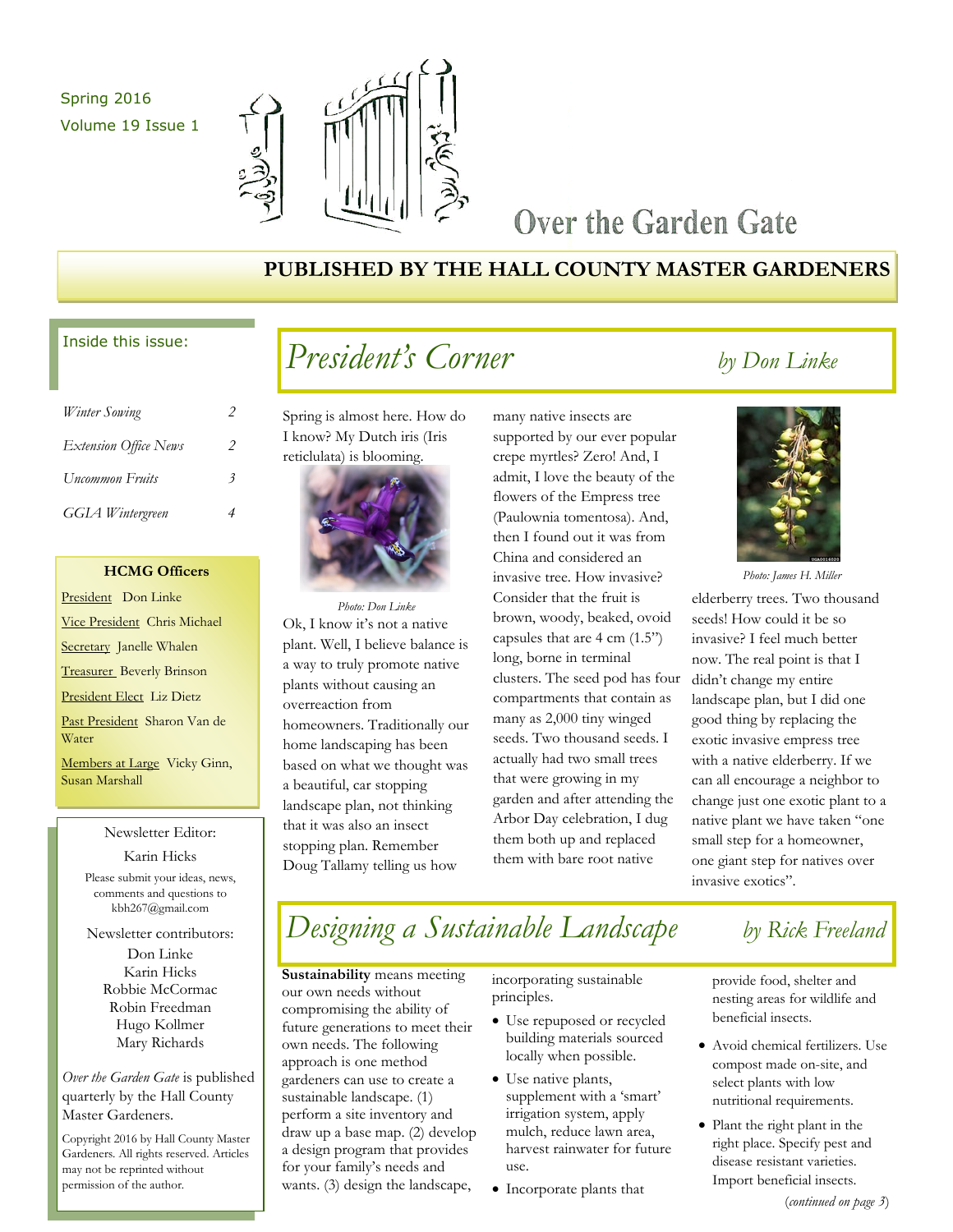Spring 2016
Volume 19 Issue 1

# Over the Garden Gate

**PUBLISHED BY THE HALL COUNTY MASTER GARDENERS**

Inside this issue:

| | |
|---|---|
| *Winter Sowing* | 2 |
| *Extension Office News* | 2 |
| *Uncommon Fruits* | 3 |
| *GGIA Wintergreen* | 4 |

**HCMG Officers**

President Don Linke
Vice President Chris Michael
Secretary Janelle Whalen
Treasurer Beverly Brinson
President Elect Liz Dietz
Past President Sharon Van de Water
Members at Large Vicky Ginn, Susan Marshall

Newsletter Editor:
Karin Hicks
Please submit your ideas, news, comments and questions to kbh267@gmail.com

Newsletter contributors:
Don Linke
Karin Hicks
Robbie McCormac
Robin Freedman
Hugo Kollmer
Mary Richards

*Over the Garden Gate* is published quarterly by the Hall County Master Gardeners.

Copyright 2016 by Hall County Master Gardeners. All rights reserved. Articles may not be reprinted without permission of the author.

## *President's Corner* *by Don Linke*

Spring is almost here. How do I know? My Dutch iris (Iris reticulata) is blooming.

*Photo: Don Linke*

Ok, I know it's not a native plant. Well, I believe balance is a way to truly promote native plants without causing an overreaction from homeowners. Traditionally our home landscaping has been based on what we thought was a beautiful, car stopping landscape plan, not thinking that it was also an insect stopping plan. Remember Doug Tallamy telling us how many native insects are supported by our ever popular crepe myrtles? Zero! And, I admit, I love the beauty of the flowers of the Empress tree (Paulownia tomentosa). And, then I found out it was from China and considered an invasive tree. How invasive? Consider that the fruit is brown, woody, beaked, ovoid capsules that are 4 cm (1.5") long, borne in terminal clusters. The seed pod has four compartments that contain as many as 2,000 tiny winged seeds. Two thousand seeds. I actually had two small trees that were growing in my garden and after attending the Arbor Day celebration, I dug them both up and replaced them with bare root native elderberry trees. Two thousand seeds! How could it be so invasive? I feel much better now. The real point is that I didn't change my entire landscape plan, but I did one good thing by replacing the exotic invasive empress tree with a native elderberry. If we can all encourage a neighbor to change just one exotic plant to a native plant we have taken "one small step for a homeowner, one giant step for natives over invasive exotics".

*Photo: James H. Miller*

## *Designing a Sustainable Landscape* *by Rick Freeland*

**Sustainability** means meeting our own needs without compromising the ability of future generations to meet their own needs. The following approach is one method gardeners can use to create a sustainable landscape. (1) perform a site inventory and draw up a base map. (2) develop a design program that provides for your family's needs and wants. (3) design the landscape, incorporating sustainable principles.

- Use repurposed or recycled building materials sourced locally when possible.
- Use native plants, supplement with a 'smart' irrigation system, apply mulch, reduce lawn area, harvest rainwater for future use.
- Incorporate plants that provide food, shelter and nesting areas for wildlife and beneficial insects.
- Avoid chemical fertilizers. Use compost made on-site, and select plants with low nutritional requirements.
- Plant the right plant in the right place. Specify pest and disease resistant varieties. Import beneficial insects.

(*continued on page 3*)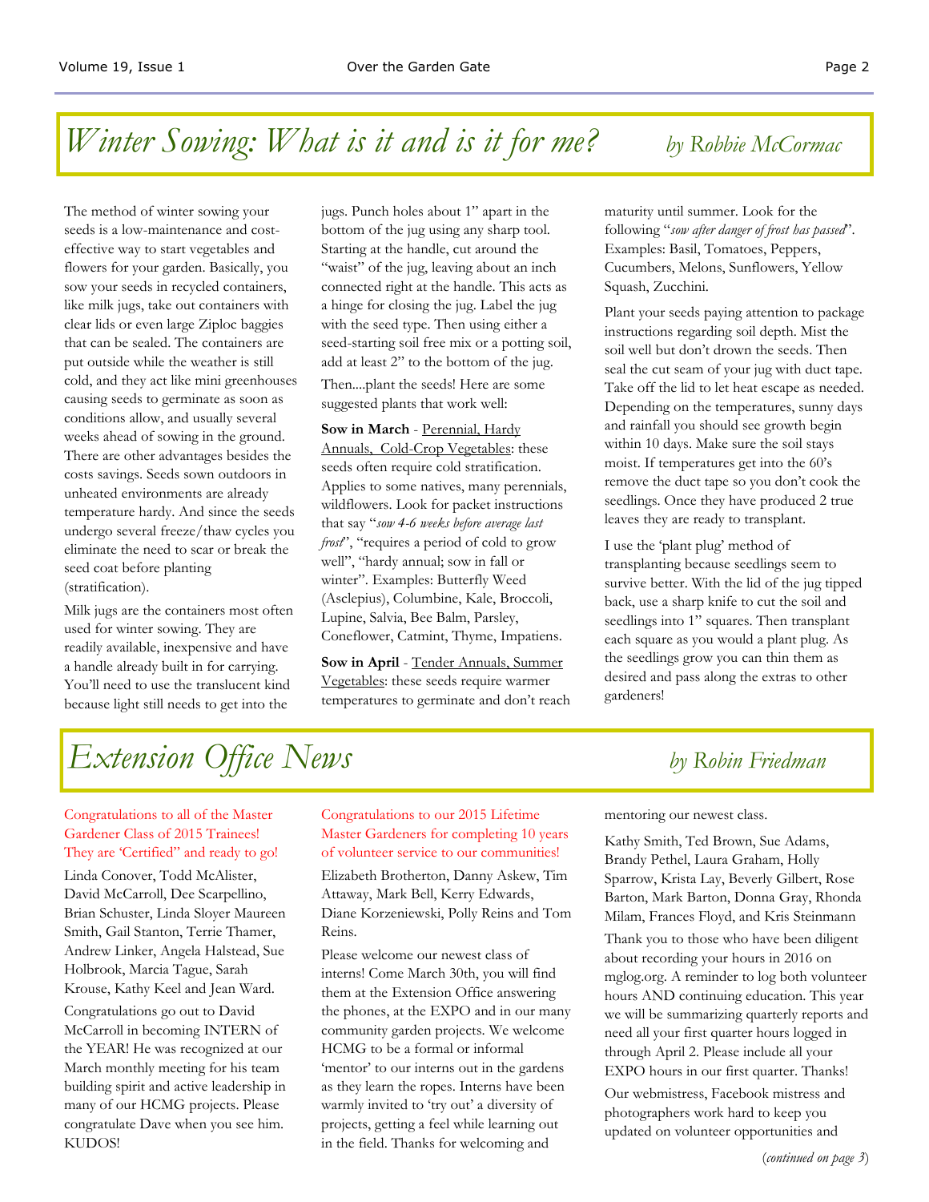# *Winter Sowing: What is it and is it for me?*

*by Robbie McCormac*

The method of winter sowing your seeds is a low-maintenance and cost-effective way to start vegetables and flowers for your garden. Basically, you sow your seeds in recycled containers, like milk jugs, take out containers with clear lids or even large Ziploc baggies that can be sealed. The containers are put outside while the weather is still cold, and they act like mini greenhouses causing seeds to germinate as soon as conditions allow, and usually several weeks ahead of sowing in the ground. There are other advantages besides the costs savings. Seeds sown outdoors in unheated environments are already temperature hardy. And since the seeds undergo several freeze/thaw cycles you eliminate the need to scar or break the seed coat before planting (stratification).

Milk jugs are the containers most often used for winter sowing. They are readily available, inexpensive and have a handle already built in for carrying. You'll need to use the translucent kind because light still needs to get into the jugs. Punch holes about 1" apart in the bottom of the jug using any sharp tool. Starting at the handle, cut around the "waist" of the jug, leaving about an inch connected right at the handle. This acts as a hinge for closing the jug. Label the jug with the seed type. Then using either a seed-starting soil free mix or a potting soil, add at least 2" to the bottom of the jug.

Then....plant the seeds! Here are some suggested plants that work well:

**Sow in March** - Perennial, Hardy Annuals, Cold-Crop Vegetables: these seeds often require cold stratification. Applies to some natives, many perennials, wildflowers. Look for packet instructions that say "*sow 4-6 weeks before average last frost*", "requires a period of cold to grow well", "hardy annual; sow in fall or winter". Examples: Butterfly Weed (Asclepius), Columbine, Kale, Broccoli, Lupine, Salvia, Bee Balm, Parsley, Coneflower, Catmint, Thyme, Impatiens.

**Sow in April** - Tender Annuals, Summer Vegetables: these seeds require warmer temperatures to germinate and don't reach maturity until summer. Look for the following "*sow after danger of frost has passed*". Examples: Basil, Tomatoes, Peppers, Cucumbers, Melons, Sunflowers, Yellow Squash, Zucchini.

Plant your seeds paying attention to package instructions regarding soil depth. Mist the soil well but don't drown the seeds. Then seal the cut seam of your jug with duct tape. Take off the lid to let heat escape as needed. Depending on the temperatures, sunny days and rainfall you should see growth begin within 10 days. Make sure the soil stays moist. If temperatures get into the 60's remove the duct tape so you don't cook the seedlings. Once they have produced 2 true leaves they are ready to transplant.

I use the 'plant plug' method of transplanting because seedlings seem to survive better. With the lid of the jug tipped back, use a sharp knife to cut the soil and seedlings into 1" squares. Then transplant each square as you would a plant plug. As the seedlings grow you can thin them as desired and pass along the extras to other gardeners!

# *Extension Office News*

*by Robin Friedman*

Congratulations to all of the Master Gardener Class of 2015 Trainees! They are 'Certified" and ready to go!

Linda Conover, Todd McAlister, David McCarroll, Dee Scarpellino, Brian Schuster, Linda Sloyer Maureen Smith, Gail Stanton, Terrie Thamer, Andrew Linker, Angela Halstead, Sue Holbrook, Marcia Tague, Sarah Krouse, Kathy Keel and Jean Ward.

Congratulations go out to David McCarroll in becoming INTERN of the YEAR! He was recognized at our March monthly meeting for his team building spirit and active leadership in many of our HCMG projects. Please congratulate Dave when you see him. KUDOS!

Congratulations to our 2015 Lifetime Master Gardeners for completing 10 years of volunteer service to our communities!

Elizabeth Brotherton, Danny Askew, Tim Attaway, Mark Bell, Kerry Edwards, Diane Korzeniewski, Polly Reins and Tom Reins.

Please welcome our newest class of interns! Come March 30th, you will find them at the Extension Office answering the phones, at the EXPO and in our many community garden projects. We welcome HCMG to be a formal or informal 'mentor' to our interns out in the gardens as they learn the ropes. Interns have been warmly invited to 'try out' a diversity of projects, getting a feel while learning out in the field. Thanks for welcoming and mentoring our newest class.

Kathy Smith, Ted Brown, Sue Adams, Brandy Pethel, Laura Graham, Holly Sparrow, Krista Lay, Beverly Gilbert, Rose Barton, Mark Barton, Donna Gray, Rhonda Milam, Frances Floyd, and Kris Steinmann

Thank you to those who have been diligent about recording your hours in 2016 on mglog.org. A reminder to log both volunteer hours AND continuing education. This year we will be summarizing quarterly reports and need all your first quarter hours logged in through April 2. Please include all your EXPO hours in our first quarter. Thanks!

Our webmistress, Facebook mistress and photographers work hard to keep you updated on volunteer opportunities and

(*continued on page 3*)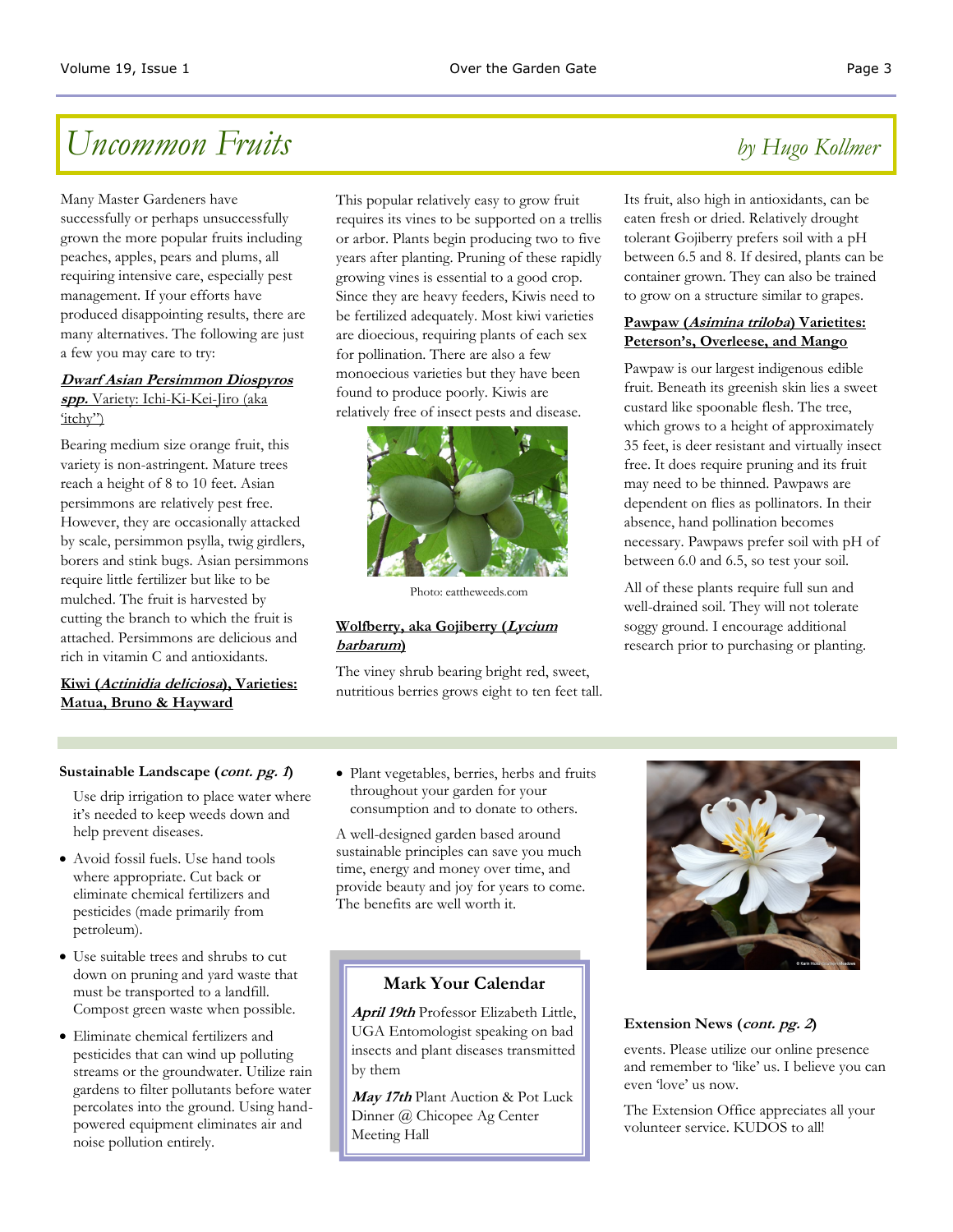# Uncommon Fruits

*by Hugo Kollmer*

Many Master Gardeners have successfully or perhaps unsuccessfully grown the more popular fruits including peaches, apples, pears and plums, all requiring intensive care, especially pest management. If your efforts have produced disappointing results, there are many alternatives. The following are just a few you may care to try:

### ***Dwarf Asian Persimmon Diospyros spp.*** Variety: Ichi-Ki-Kei-Jiro (aka 'itchy')

Bearing medium size orange fruit, this variety is non-astringent. Mature trees reach a height of 8 to 10 feet. Asian persimmons are relatively pest free. However, they are occasionally attacked by scale, persimmon psylla, twig girdlers, borers and stink bugs. Asian persimmons require little fertilizer but like to be mulched. The fruit is harvested by cutting the branch to which the fruit is attached. Persimmons are delicious and rich in vitamin C and antioxidants.

### **Kiwi (*Actinidia deliciosa*), Varieties: Matua, Bruno & Hayward**

This popular relatively easy to grow fruit requires its vines to be supported on a trellis or arbor. Plants begin producing two to five years after planting. Pruning of these rapidly growing vines is essential to a good crop. Since they are heavy feeders, Kiwis need to be fertilized adequately. Most kiwi varieties are dioecious, requiring plants of each sex for pollination. There are also a few monoecious varieties but they have been found to produce poorly. Kiwis are relatively free of insect pests and disease.

Photo: eattheweeds.com

### **Wolfberry, aka Gojiberry (*Lycium barbarum*)**

The viney shrub bearing bright red, sweet, nutritious berries grows eight to ten feet tall. Its fruit, also high in antioxidants, can be eaten fresh or dried. Relatively drought tolerant Gojiberry prefers soil with a pH between 6.5 and 8. If desired, plants can be container grown. They can also be trained to grow on a structure similar to grapes.

### **Pawpaw (*Asimina triloba*) Varietites: Peterson's, Overleese, and Mango**

Pawpaw is our largest indigenous edible fruit. Beneath its greenish skin lies a sweet custard like spoonable flesh. The tree, which grows to a height of approximately 35 feet, is deer resistant and virtually insect free. It does require pruning and its fruit may need to be thinned. Pawpaws are dependent on flies as pollinators. In their absence, hand pollination becomes necessary. Pawpaws prefer soil with pH of between 6.0 and 6.5, so test your soil.

All of these plants require full sun and well-drained soil. They will not tolerate soggy ground. I encourage additional research prior to purchasing or planting.

---

**Sustainable Landscape (*cont. pg. 1*)**

Use drip irrigation to place water where it's needed to keep weeds down and help prevent diseases.

- Avoid fossil fuels. Use hand tools where appropriate. Cut back or eliminate chemical fertilizers and pesticides (made primarily from petroleum).
- Use suitable trees and shrubs to cut down on pruning and yard waste that must be transported to a landfill. Compost green waste when possible.
- Eliminate chemical fertilizers and pesticides that can wind up polluting streams or the groundwater. Utilize rain gardens to filter pollutants before water percolates into the ground. Using hand-powered equipment eliminates air and noise pollution entirely.
- Plant vegetables, berries, herbs and fruits throughout your garden for your consumption and to donate to others.

A well-designed garden based around sustainable principles can save you much time, energy and money over time, and provide beauty and joy for years to come. The benefits are well worth it.

## Mark Your Calendar

***April 19th*** Professor Elizabeth Little, UGA Entomologist speaking on bad insects and plant diseases transmitted by them

***May 17th*** Plant Auction & Pot Luck Dinner @ Chicopee Ag Center Meeting Hall

**Extension News (*cont. pg. 2*)**

events. Please utilize our online presence and remember to 'like' us. I believe you can even 'love' us now.

The Extension Office appreciates all your volunteer service. KUDOS to all!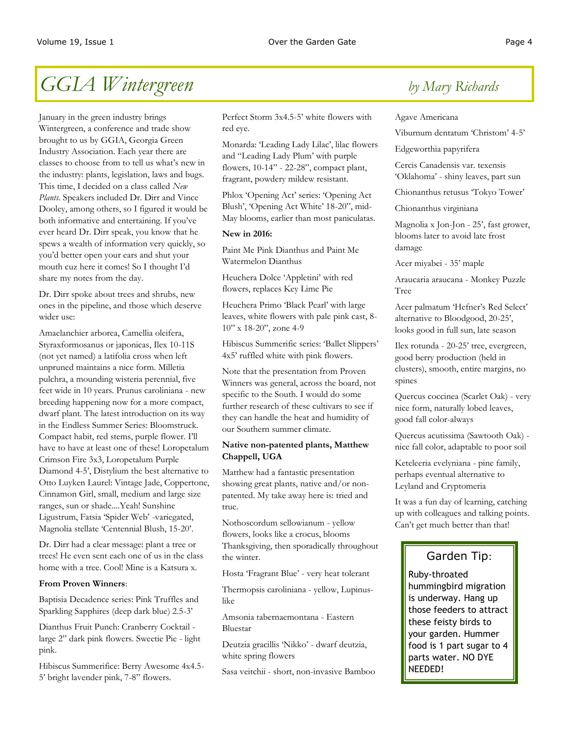# GGIA Wintergreen

*by Mary Richards*

January in the green industry brings Wintergreen, a conference and trade show brought to us by GGIA, Georgia Green Industry Association. Each year there are classes to choose from to tell us what's new in the industry: plants, legislation, laws and bugs. This time, I decided on a class called *New Plants*. Speakers included Dr. Dirr and Vince Dooley, among others, so I figured it would be both informative and entertaining. If you've ever heard Dr. Dirr speak, you know that he spews a wealth of information very quickly, so you'd better open your ears and shut your mouth cuz here it comes! So I thought I'd share my notes from the day.

Dr. Dirr spoke about trees and shrubs, new ones in the pipeline, and those which deserve wider use:

Amaelanchier arborea, Camellia oleifera, Styraxformosanus or japonicas, Ilex 10-11S (not yet named) a latifolia cross when left unpruned maintains a nice form. Milletia pulchra, a mounding wisteria perennial, five feet wide in 10 years. Prunus caroliniana - new breeding happening now for a more compact, dwarf plant. The latest introduction on its way in the Endless Summer Series: Bloomstruck. Compact habit, red stems, purple flower. I'll have to have at least one of these! Loropetalum Crimson Fire 3x3, Loropetalum Purple Diamond 4-5', Distylium the best alternative to Otto Luyken Laurel: Vintage Jade, Coppertone, Cinnamon Girl, small, medium and large size ranges, sun or shade....Yeah! Sunshine Ligustrum, Fatsia 'Spider Web' -variegated, Magnolia stellate 'Centennial Blush, 15-20'.

Dr. Dirr had a clear message: plant a tree or trees! He even sent each one of us in the class home with a tree. Cool! Mine is a Katsura x.

**From Proven Winners**:

Baptisia Decadence series: Pink Truffles and Sparkling Sapphires (deep dark blue) 2.5-3'

Dianthus Fruit Punch: Cranberry Cocktail - large 2" dark pink flowers. Sweetie Pie - light pink.

Hibiscus Summerifice: Berry Awesome 4x4.5-5' bright lavender pink, 7-8" flowers.

Perfect Storm 3x4.5-5' white flowers with red eye.

Monarda: 'Leading Lady Lilac', lilac flowers and "Leading Lady Plum' with purple flowers, 10-14" - 22-28", compact plant, fragrant, powdery mildew resistant.

Phlox 'Opening Act' series: 'Opening Act Blush', 'Opening Act White' 18-20", mid-May blooms, earlier than most paniculatas.

**New in 2016:**

Paint Me Pink Dianthus and Paint Me Watermelon Dianthus

Heuchera Dolce 'Appletini' with red flowers, replaces Key Lime Pie

Heuchera Primo 'Black Pearl' with large leaves, white flowers with pale pink cast, 8-10" x 18-20", zone 4-9

Hibiscus Summerific series: 'Ballet Slippers' 4x5' ruffled white with pink flowers.

Note that the presentation from Proven Winners was general, across the board, not specific to the South. I would do some further research of these cultivars to see if they can handle the heat and humidity of our Southern summer climate.

**Native non-patented plants, Matthew Chappell, UGA**

Matthew had a fantastic presentation showing great plants, native and/or non-patented. My take away here is: tried and true.

Nothoscordum sellowianum - yellow flowers, looks like a crocus, blooms Thanksgiving, then sporadically throughout the winter.

Hosta 'Fragrant Blue' - very heat tolerant

Thermopsis caroliniana - yellow, Lupinus-like

Amsonia tabernaemontana - Eastern Bluestar

Deutzia gracillis 'Nikko' - dwarf deutzia, white spring flowers

Sasa veitchii - short, non-invasive Bamboo

Agave Americana

Viburnum dentatum 'Christom' 4-5'

Edgeworthia papyrifera

Cercis Canadensis var. texensis 'Oklahoma' - shiny leaves, part sun

Chionanthus retusus 'Tokyo Tower'

Chionanthus virginiana

Magnolia x Jon-Jon - 25', fast grower, blooms later to avoid late frost damage

Acer miyabei - 35' maple

Araucaria araucana - Monkey Puzzle Tree

Acer palmatum 'Hefner's Red Select' alternative to Bloodgood, 20-25', looks good in full sun, late season

Ilex rotunda - 20-25' tree, evergreen, good berry production (held in clusters), smooth, entire margins, no spines

Quercus coccinea (Scarlet Oak) - very nice form, naturally lobed leaves, good fall color-always

Quercus acutissima (Sawtooth Oak) - nice fall color, adaptable to poor soil

Keteleeria evelyniana - pine family, perhaps eventual alternative to Leyland and Cryptomeria

It was a fun day of learning, catching up with colleagues and talking points. Can't get much better than that!

## Garden Tip:

Ruby-throated hummingbird migration is underway. Hang up those feeders to attract these feisty birds to your garden. Hummer food is 1 part sugar to 4 parts water. NO DYE NEEDED!